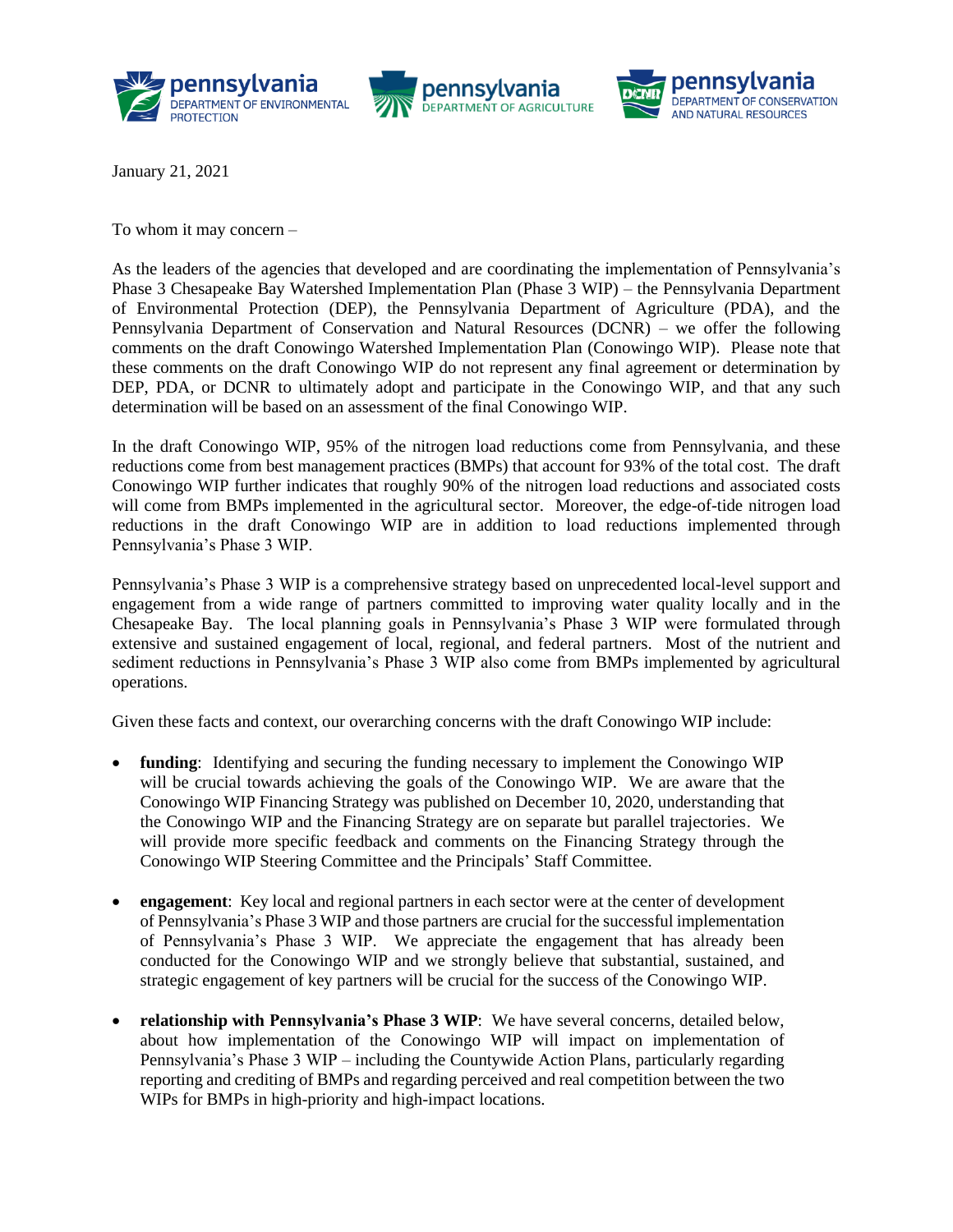January 21, 2021

To whom it may concern –

As the leaders of the agencies that developed and are coordinating the implementation of Pennsylvania's Phase 3 Chesapeake Bay Watershed Implementation Plan (Phase 3 WIP) – the Pennsylvania Department of Environmental Protection (DEP), the Pennsylvania Department of Agriculture (PDA), and the Pennsylvania Department of Conservation and Natural Resources (DCNR) – we offer the following comments on the draft Conowingo Watershed Implementation Plan (Conowingo WIP). Please note that these comments on the draft Conowingo WIP do not represent any final agreement or determination by DEP, PDA, or DCNR to ultimately adopt and participate in the Conowingo WIP, and that any such determination will be based on an assessment of the final Conowingo WIP.

In the draft Conowingo WIP, 95% of the nitrogen load reductions come from Pennsylvania, and these reductions come from best management practices (BMPs) that account for 93% of the total cost. The draft Conowingo WIP further indicates that roughly 90% of the nitrogen load reductions and associated costs will come from BMPs implemented in the agricultural sector. Moreover, the edge-of-tide nitrogen load reductions in the draft Conowingo WIP are in addition to load reductions implemented through Pennsylvania's Phase 3 WIP.

Pennsylvania's Phase 3 WIP is a comprehensive strategy based on unprecedented local-level support and engagement from a wide range of partners committed to improving water quality locally and in the Chesapeake Bay. The local planning goals in Pennsylvania's Phase 3 WIP were formulated through extensive and sustained engagement of local, regional, and federal partners. Most of the nutrient and sediment reductions in Pennsylvania's Phase 3 WIP also come from BMPs implemented by agricultural operations.

Given these facts and context, our overarching concerns with the draft Conowingo WIP include:

- **funding**: Identifying and securing the funding necessary to implement the Conowingo WIP will be crucial towards achieving the goals of the Conowingo WIP. We are aware that the Conowingo WIP Financing Strategy was published on December 10, 2020, understanding that the Conowingo WIP and the Financing Strategy are on separate but parallel trajectories. We will provide more specific feedback and comments on the Financing Strategy through the Conowingo WIP Steering Committee and the Principals' Staff Committee.
- **engagement**: Key local and regional partners in each sector were at the center of development of Pennsylvania's Phase 3 WIP and those partners are crucial for the successful implementation of Pennsylvania's Phase 3 WIP. We appreciate the engagement that has already been conducted for the Conowingo WIP and we strongly believe that substantial, sustained, and strategic engagement of key partners will be crucial for the success of the Conowingo WIP.
- **relationship with Pennsylvania's Phase 3 WIP**: We have several concerns, detailed below, about how implementation of the Conowingo WIP will impact on implementation of Pennsylvania's Phase 3 WIP – including the Countywide Action Plans, particularly regarding reporting and crediting of BMPs and regarding perceived and real competition between the two WIPs for BMPs in high-priority and high-impact locations.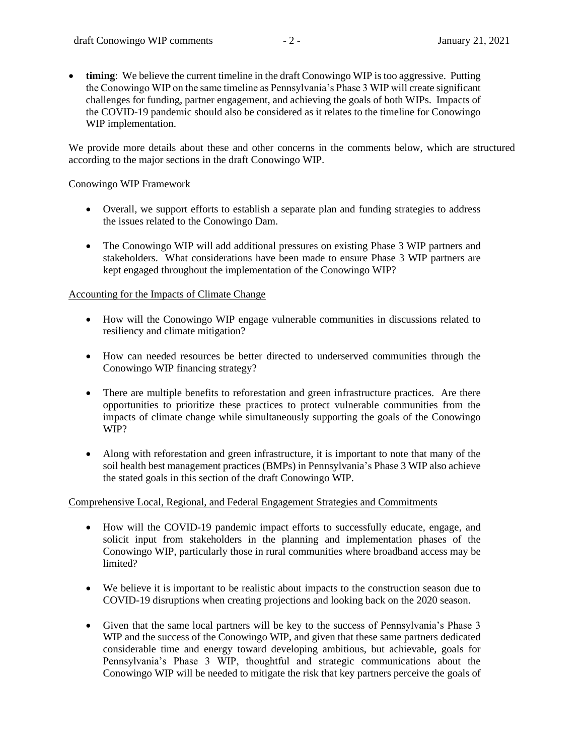- **timing**: We believe the current timeline in the draft Conowingo WIP is too aggressive. Putting the Conowingo WIP on the same timeline as Pennsylvania's Phase 3 WIP will create significant challenges for funding, partner engagement, and achieving the goals of both WIPs. Impacts of the COVID-19 pandemic should also be considered as it relates to the timeline for Conowingo WIP implementation.

We provide more details about these and other concerns in the comments below, which are structured according to the major sections in the draft Conowingo WIP.

<u>Conowingo WIP Framework</u>

- Overall, we support efforts to establish a separate plan and funding strategies to address the issues related to the Conowingo Dam.
- The Conowingo WIP will add additional pressures on existing Phase 3 WIP partners and stakeholders. What considerations have been made to ensure Phase 3 WIP partners are kept engaged throughout the implementation of the Conowingo WIP?

<u>Accounting for the Impacts of Climate Change</u>

- How will the Conowingo WIP engage vulnerable communities in discussions related to resiliency and climate mitigation?
- How can needed resources be better directed to underserved communities through the Conowingo WIP financing strategy?
- There are multiple benefits to reforestation and green infrastructure practices. Are there opportunities to prioritize these practices to protect vulnerable communities from the impacts of climate change while simultaneously supporting the goals of the Conowingo WIP?
- Along with reforestation and green infrastructure, it is important to note that many of the soil health best management practices (BMPs) in Pennsylvania's Phase 3 WIP also achieve the stated goals in this section of the draft Conowingo WIP.

<u>Comprehensive Local, Regional, and Federal Engagement Strategies and Commitments</u>

- How will the COVID-19 pandemic impact efforts to successfully educate, engage, and solicit input from stakeholders in the planning and implementation phases of the Conowingo WIP, particularly those in rural communities where broadband access may be limited?
- We believe it is important to be realistic about impacts to the construction season due to COVID-19 disruptions when creating projections and looking back on the 2020 season.
- Given that the same local partners will be key to the success of Pennsylvania's Phase 3 WIP and the success of the Conowingo WIP, and given that these same partners dedicated considerable time and energy toward developing ambitious, but achievable, goals for Pennsylvania's Phase 3 WIP, thoughtful and strategic communications about the Conowingo WIP will be needed to mitigate the risk that key partners perceive the goals of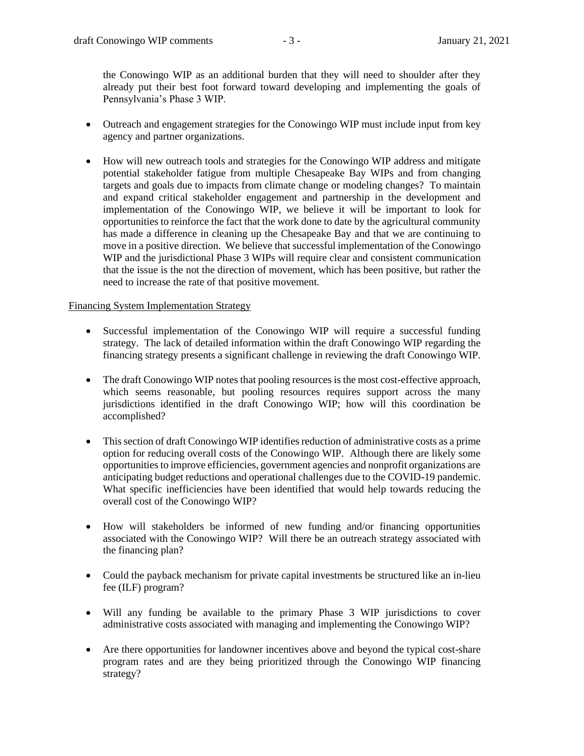the Conowingo WIP as an additional burden that they will need to shoulder after they already put their best foot forward toward developing and implementing the goals of Pennsylvania's Phase 3 WIP.

- Outreach and engagement strategies for the Conowingo WIP must include input from key agency and partner organizations.

- How will new outreach tools and strategies for the Conowingo WIP address and mitigate potential stakeholder fatigue from multiple Chesapeake Bay WIPs and from changing targets and goals due to impacts from climate change or modeling changes? To maintain and expand critical stakeholder engagement and partnership in the development and implementation of the Conowingo WIP, we believe it will be important to look for opportunities to reinforce the fact that the work done to date by the agricultural community has made a difference in cleaning up the Chesapeake Bay and that we are continuing to move in a positive direction. We believe that successful implementation of the Conowingo WIP and the jurisdictional Phase 3 WIPs will require clear and consistent communication that the issue is the not the direction of movement, which has been positive, but rather the need to increase the rate of that positive movement.

<u>Financing System Implementation Strategy</u>

- Successful implementation of the Conowingo WIP will require a successful funding strategy. The lack of detailed information within the draft Conowingo WIP regarding the financing strategy presents a significant challenge in reviewing the draft Conowingo WIP.

- The draft Conowingo WIP notes that pooling resources is the most cost-effective approach, which seems reasonable, but pooling resources requires support across the many jurisdictions identified in the draft Conowingo WIP; how will this coordination be accomplished?

- This section of draft Conowingo WIP identifies reduction of administrative costs as a prime option for reducing overall costs of the Conowingo WIP. Although there are likely some opportunities to improve efficiencies, government agencies and nonprofit organizations are anticipating budget reductions and operational challenges due to the COVID-19 pandemic. What specific inefficiencies have been identified that would help towards reducing the overall cost of the Conowingo WIP?

- How will stakeholders be informed of new funding and/or financing opportunities associated with the Conowingo WIP? Will there be an outreach strategy associated with the financing plan?

- Could the payback mechanism for private capital investments be structured like an in-lieu fee (ILF) program?

- Will any funding be available to the primary Phase 3 WIP jurisdictions to cover administrative costs associated with managing and implementing the Conowingo WIP?

- Are there opportunities for landowner incentives above and beyond the typical cost-share program rates and are they being prioritized through the Conowingo WIP financing strategy?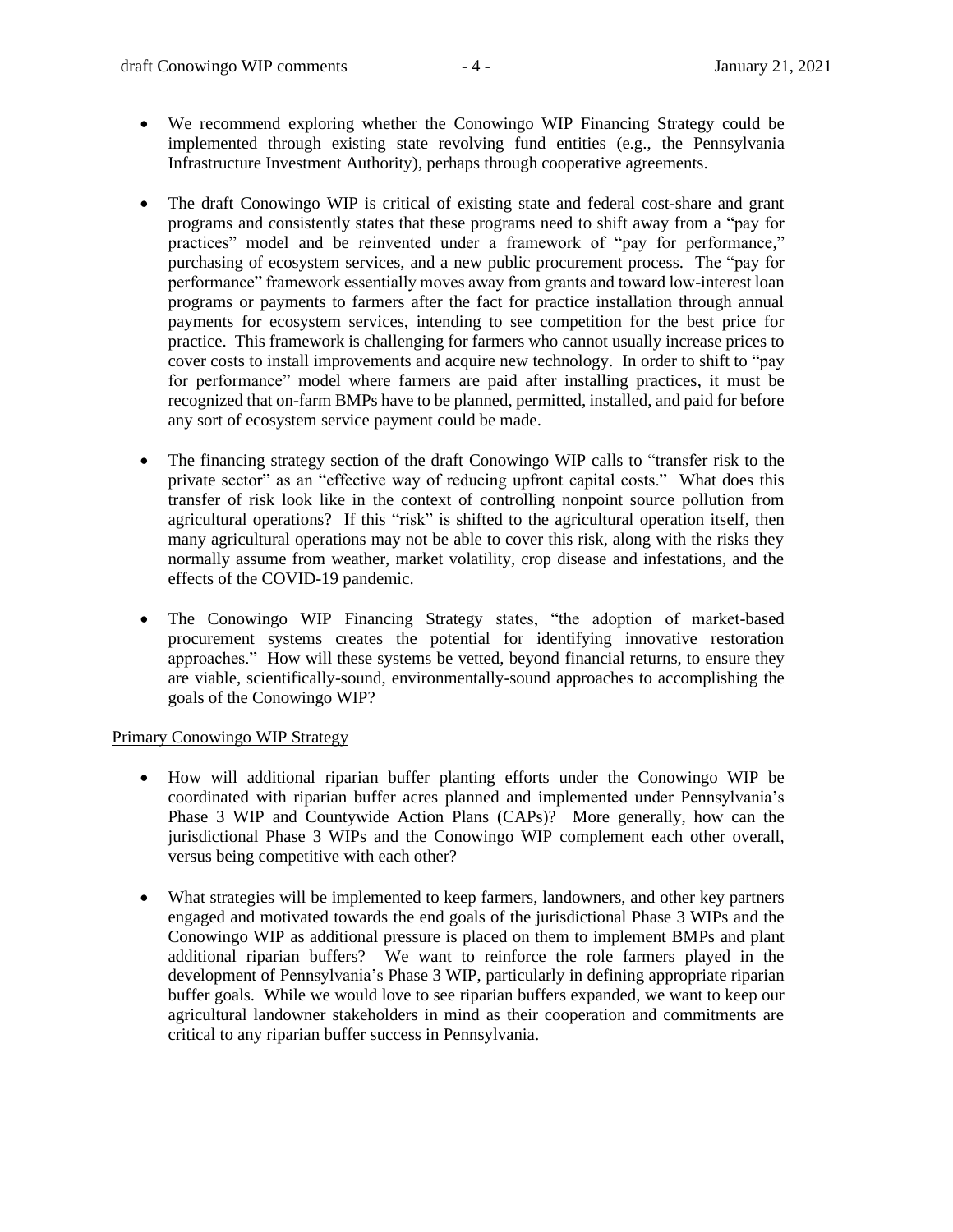- We recommend exploring whether the Conowingo WIP Financing Strategy could be implemented through existing state revolving fund entities (e.g., the Pennsylvania Infrastructure Investment Authority), perhaps through cooperative agreements.

- The draft Conowingo WIP is critical of existing state and federal cost-share and grant programs and consistently states that these programs need to shift away from a "pay for practices" model and be reinvented under a framework of "pay for performance," purchasing of ecosystem services, and a new public procurement process. The "pay for performance" framework essentially moves away from grants and toward low-interest loan programs or payments to farmers after the fact for practice installation through annual payments for ecosystem services, intending to see competition for the best price for practice. This framework is challenging for farmers who cannot usually increase prices to cover costs to install improvements and acquire new technology. In order to shift to "pay for performance" model where farmers are paid after installing practices, it must be recognized that on-farm BMPs have to be planned, permitted, installed, and paid for before any sort of ecosystem service payment could be made.

- The financing strategy section of the draft Conowingo WIP calls to "transfer risk to the private sector" as an "effective way of reducing upfront capital costs." What does this transfer of risk look like in the context of controlling nonpoint source pollution from agricultural operations? If this "risk" is shifted to the agricultural operation itself, then many agricultural operations may not be able to cover this risk, along with the risks they normally assume from weather, market volatility, crop disease and infestations, and the effects of the COVID-19 pandemic.

- The Conowingo WIP Financing Strategy states, "the adoption of market-based procurement systems creates the potential for identifying innovative restoration approaches." How will these systems be vetted, beyond financial returns, to ensure they are viable, scientifically-sound, environmentally-sound approaches to accomplishing the goals of the Conowingo WIP?

<u>Primary Conowingo WIP Strategy</u>

- How will additional riparian buffer planting efforts under the Conowingo WIP be coordinated with riparian buffer acres planned and implemented under Pennsylvania's Phase 3 WIP and Countywide Action Plans (CAPs)? More generally, how can the jurisdictional Phase 3 WIPs and the Conowingo WIP complement each other overall, versus being competitive with each other?

- What strategies will be implemented to keep farmers, landowners, and other key partners engaged and motivated towards the end goals of the jurisdictional Phase 3 WIPs and the Conowingo WIP as additional pressure is placed on them to implement BMPs and plant additional riparian buffers? We want to reinforce the role farmers played in the development of Pennsylvania's Phase 3 WIP, particularly in defining appropriate riparian buffer goals. While we would love to see riparian buffers expanded, we want to keep our agricultural landowner stakeholders in mind as their cooperation and commitments are critical to any riparian buffer success in Pennsylvania.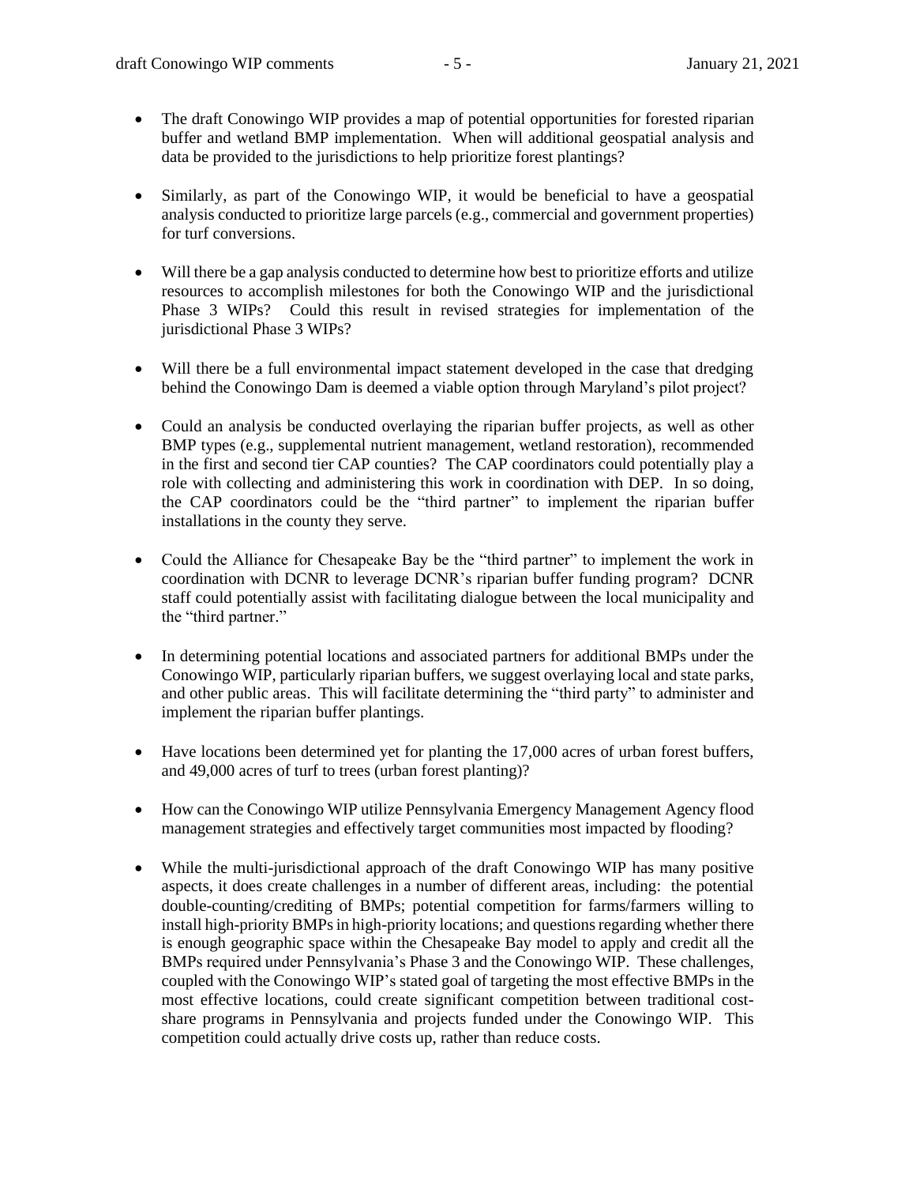- The draft Conowingo WIP provides a map of potential opportunities for forested riparian buffer and wetland BMP implementation. When will additional geospatial analysis and data be provided to the jurisdictions to help prioritize forest plantings?

- Similarly, as part of the Conowingo WIP, it would be beneficial to have a geospatial analysis conducted to prioritize large parcels (e.g., commercial and government properties) for turf conversions.

- Will there be a gap analysis conducted to determine how best to prioritize efforts and utilize resources to accomplish milestones for both the Conowingo WIP and the jurisdictional Phase 3 WIPs? Could this result in revised strategies for implementation of the jurisdictional Phase 3 WIPs?

- Will there be a full environmental impact statement developed in the case that dredging behind the Conowingo Dam is deemed a viable option through Maryland's pilot project?

- Could an analysis be conducted overlaying the riparian buffer projects, as well as other BMP types (e.g., supplemental nutrient management, wetland restoration), recommended in the first and second tier CAP counties? The CAP coordinators could potentially play a role with collecting and administering this work in coordination with DEP. In so doing, the CAP coordinators could be the "third partner" to implement the riparian buffer installations in the county they serve.

- Could the Alliance for Chesapeake Bay be the "third partner" to implement the work in coordination with DCNR to leverage DCNR's riparian buffer funding program? DCNR staff could potentially assist with facilitating dialogue between the local municipality and the "third partner."

- In determining potential locations and associated partners for additional BMPs under the Conowingo WIP, particularly riparian buffers, we suggest overlaying local and state parks, and other public areas. This will facilitate determining the "third party" to administer and implement the riparian buffer plantings.

- Have locations been determined yet for planting the 17,000 acres of urban forest buffers, and 49,000 acres of turf to trees (urban forest planting)?

- How can the Conowingo WIP utilize Pennsylvania Emergency Management Agency flood management strategies and effectively target communities most impacted by flooding?

- While the multi-jurisdictional approach of the draft Conowingo WIP has many positive aspects, it does create challenges in a number of different areas, including: the potential double-counting/crediting of BMPs; potential competition for farms/farmers willing to install high-priority BMPs in high-priority locations; and questions regarding whether there is enough geographic space within the Chesapeake Bay model to apply and credit all the BMPs required under Pennsylvania's Phase 3 and the Conowingo WIP. These challenges, coupled with the Conowingo WIP's stated goal of targeting the most effective BMPs in the most effective locations, could create significant competition between traditional cost-share programs in Pennsylvania and projects funded under the Conowingo WIP. This competition could actually drive costs up, rather than reduce costs.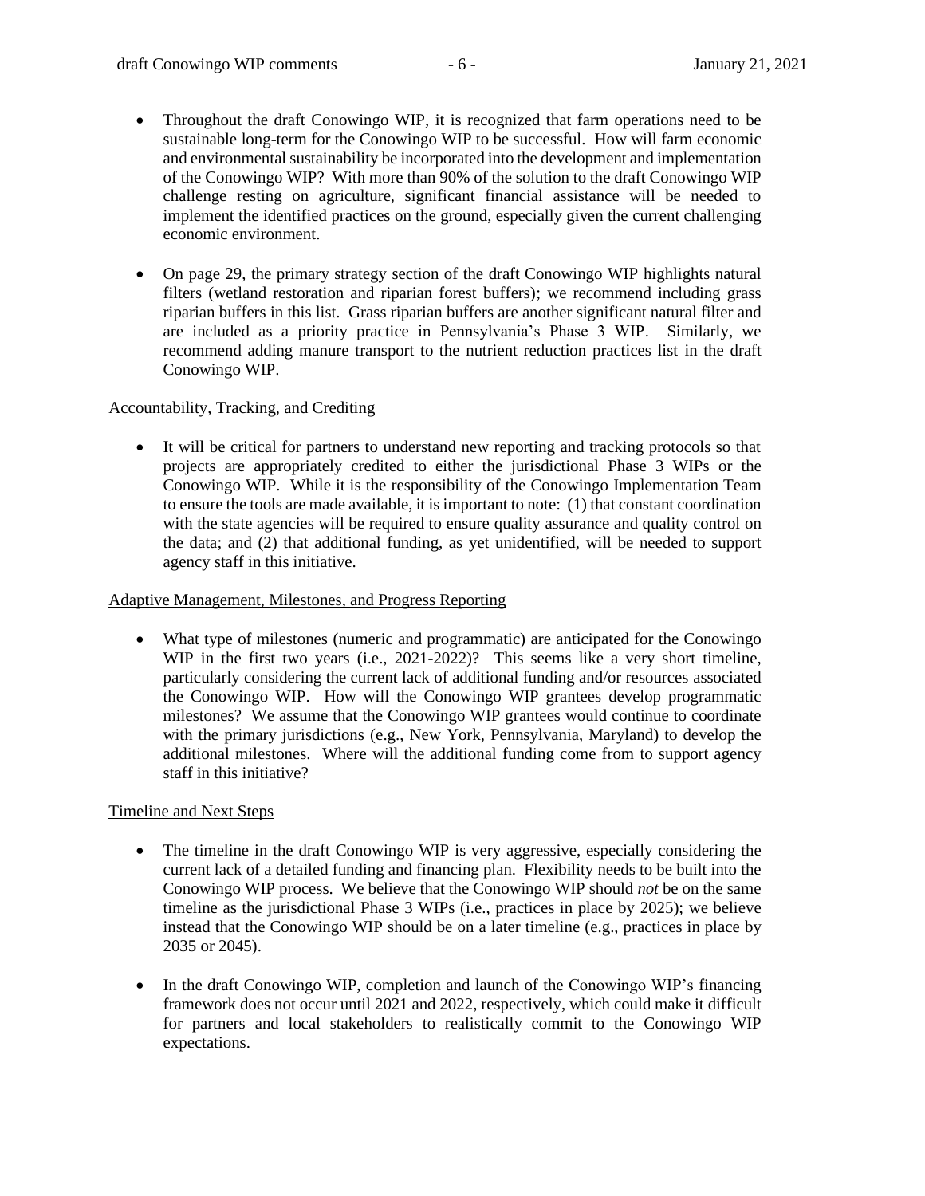- Throughout the draft Conowingo WIP, it is recognized that farm operations need to be sustainable long-term for the Conowingo WIP to be successful. How will farm economic and environmental sustainability be incorporated into the development and implementation of the Conowingo WIP? With more than 90% of the solution to the draft Conowingo WIP challenge resting on agriculture, significant financial assistance will be needed to implement the identified practices on the ground, especially given the current challenging economic environment.

- On page 29, the primary strategy section of the draft Conowingo WIP highlights natural filters (wetland restoration and riparian forest buffers); we recommend including grass riparian buffers in this list. Grass riparian buffers are another significant natural filter and are included as a priority practice in Pennsylvania's Phase 3 WIP. Similarly, we recommend adding manure transport to the nutrient reduction practices list in the draft Conowingo WIP.

Accountability, Tracking, and Crediting

- It will be critical for partners to understand new reporting and tracking protocols so that projects are appropriately credited to either the jurisdictional Phase 3 WIPs or the Conowingo WIP. While it is the responsibility of the Conowingo Implementation Team to ensure the tools are made available, it is important to note: (1) that constant coordination with the state agencies will be required to ensure quality assurance and quality control on the data; and (2) that additional funding, as yet unidentified, will be needed to support agency staff in this initiative.

Adaptive Management, Milestones, and Progress Reporting

- What type of milestones (numeric and programmatic) are anticipated for the Conowingo WIP in the first two years (i.e., 2021-2022)? This seems like a very short timeline, particularly considering the current lack of additional funding and/or resources associated the Conowingo WIP. How will the Conowingo WIP grantees develop programmatic milestones? We assume that the Conowingo WIP grantees would continue to coordinate with the primary jurisdictions (e.g., New York, Pennsylvania, Maryland) to develop the additional milestones. Where will the additional funding come from to support agency staff in this initiative?

Timeline and Next Steps

- The timeline in the draft Conowingo WIP is very aggressive, especially considering the current lack of a detailed funding and financing plan. Flexibility needs to be built into the Conowingo WIP process. We believe that the Conowingo WIP should *not* be on the same timeline as the jurisdictional Phase 3 WIPs (i.e., practices in place by 2025); we believe instead that the Conowingo WIP should be on a later timeline (e.g., practices in place by 2035 or 2045).

- In the draft Conowingo WIP, completion and launch of the Conowingo WIP's financing framework does not occur until 2021 and 2022, respectively, which could make it difficult for partners and local stakeholders to realistically commit to the Conowingo WIP expectations.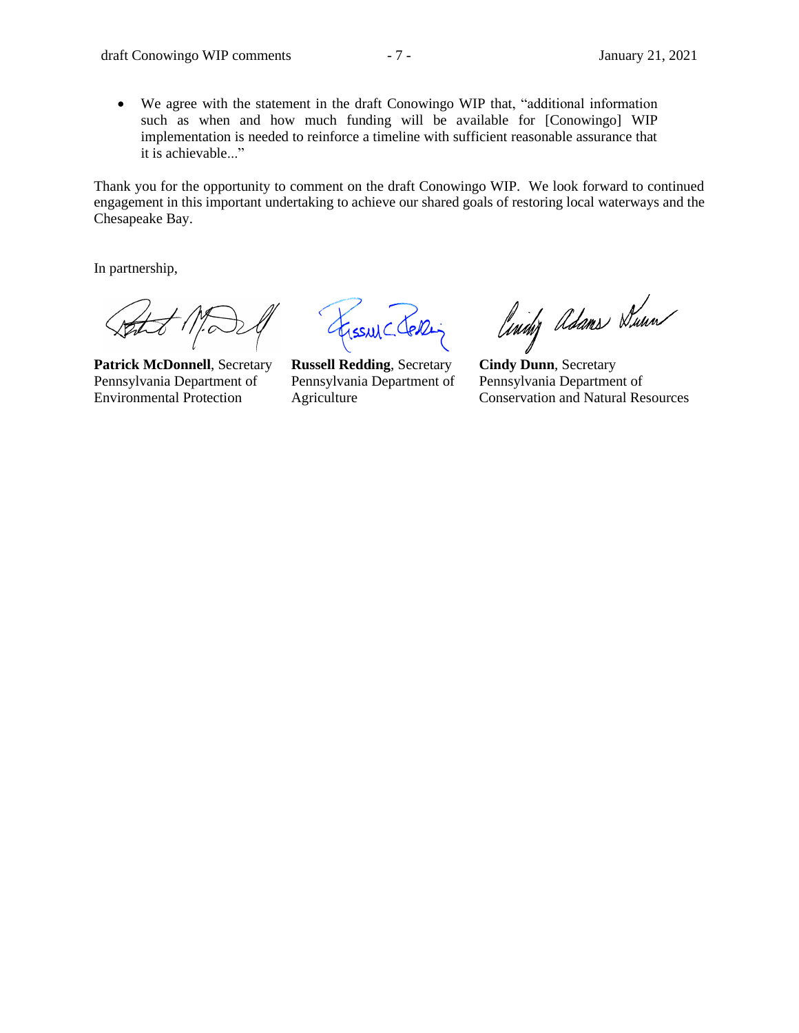- We agree with the statement in the draft Conowingo WIP that, "additional information such as when and how much funding will be available for [Conowingo] WIP implementation is needed to reinforce a timeline with sufficient reasonable assurance that it is achievable..."

Thank you for the opportunity to comment on the draft Conowingo WIP. We look forward to continued engagement in this important undertaking to achieve our shared goals of restoring local waterways and the Chesapeake Bay.

In partnership,

**Patrick McDonnell**, Secretary
Pennsylvania Department of Environmental Protection

**Russell Redding**, Secretary
Pennsylvania Department of Agriculture

**Cindy Dunn**, Secretary
Pennsylvania Department of Conservation and Natural Resources